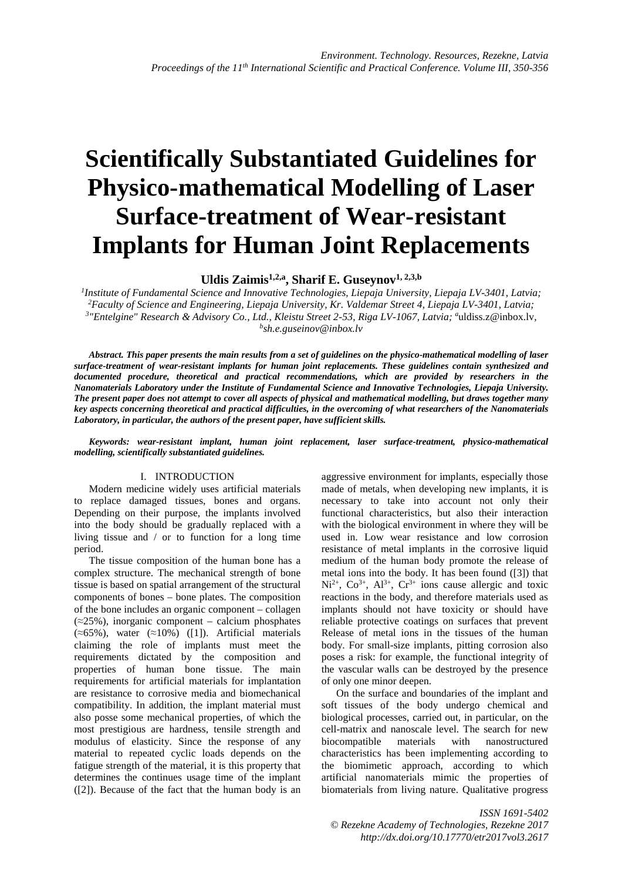# Scientifically Substantiated Guidelines for Physico-mathematical Modelling of Laser Surface-treatment of Wear-resistant Implants for Human Joint Replacements

**Uldis Zaimis[1,2,a], Sharif E. Guseynov[1,2,3,b]**

[1]*Institute of Fundamental Science and Innovative Technologies, Liepaja University, Liepaja LV-3401, Latvia;*
[2]*Faculty of Science and Engineering, Liepaja University, Kr. Valdemar Street 4, Liepaja LV-3401, Latvia;*
[3]*"Entelgine" Research & Advisory Co., Ltd., Kleistu Street 2-53, Riga LV-1067, Latvia;* [a]uldiss.z@inbox.lv, [b]*sh.e.guseinov@inbox.lv*

***Abstract. This paper presents the main results from a set of guidelines on the physico-mathematical modelling of laser surface-treatment of wear-resistant implants for human joint replacements. These guidelines contain synthesized and documented procedure, theoretical and practical recommendations, which are provided by researchers in the Nanomaterials Laboratory under the Institute of Fundamental Science and Innovative Technologies, Liepaja University. The present paper does not attempt to cover all aspects of physical and mathematical modelling, but draws together many key aspects concerning theoretical and practical difficulties, in the overcoming of what researchers of the Nanomaterials Laboratory, in particular, the authors of the present paper, have sufficient skills.***

***Keywords: wear-resistant implant, human joint replacement, laser surface-treatment, physico-mathematical modelling, scientifically substantiated guidelines.***

## I. INTRODUCTION

Modern medicine widely uses artificial materials to replace damaged tissues, bones and organs. Depending on their purpose, the implants involved into the body should be gradually replaced with a living tissue and / or to function for a long time period.

The tissue composition of the human bone has a complex structure. The mechanical strength of bone tissue is based on spatial arrangement of the structural components of bones – bone plates. The composition of the bone includes an organic component – collagen (≈25%), inorganic component – calcium phosphates (≈65%), water (≈10%) ([1]). Artificial materials claiming the role of implants must meet the requirements dictated by the composition and properties of human bone tissue. The main requirements for artificial materials for implantation are resistance to corrosive media and biomechanical compatibility. In addition, the implant material must also posse some mechanical properties, of which the most prestigious are hardness, tensile strength and modulus of elasticity. Since the response of any material to repeated cyclic loads depends on the fatigue strength of the material, it is this property that determines the continues usage time of the implant ([2]). Because of the fact that the human body is an aggressive environment for implants, especially those made of metals, when developing new implants, it is necessary to take into account not only their functional characteristics, but also their interaction with the biological environment in where they will be used in. Low wear resistance and low corrosion resistance of metal implants in the corrosive liquid medium of the human body promote the release of metal ions into the body. It has been found ([3]) that $Ni^{2+}$, $Co^{3+}$, $Al^{3+}$, $Cr^{3+}$ ions cause allergic and toxic reactions in the body, and therefore materials used as implants should not have toxicity or should have reliable protective coatings on surfaces that prevent Release of metal ions in the tissues of the human body. For small-size implants, pitting corrosion also poses a risk: for example, the functional integrity of the vascular walls can be destroyed by the presence of only one minor deepen.

On the surface and boundaries of the implant and soft tissues of the body undergo chemical and biological processes, carried out, in particular, on the cell-matrix and nanoscale level. The search for new biocompatible materials with nanostructured characteristics has been implementing according to the biomimetic approach, according to which artificial nanomaterials mimic the properties of biomaterials from living nature. Qualitative progress

*ISSN 1691-5402*
*© Rezekne Academy of Technologies, Rezekne 2017*
*http://dx.doi.org/10.17770/etr2017vol3.2617*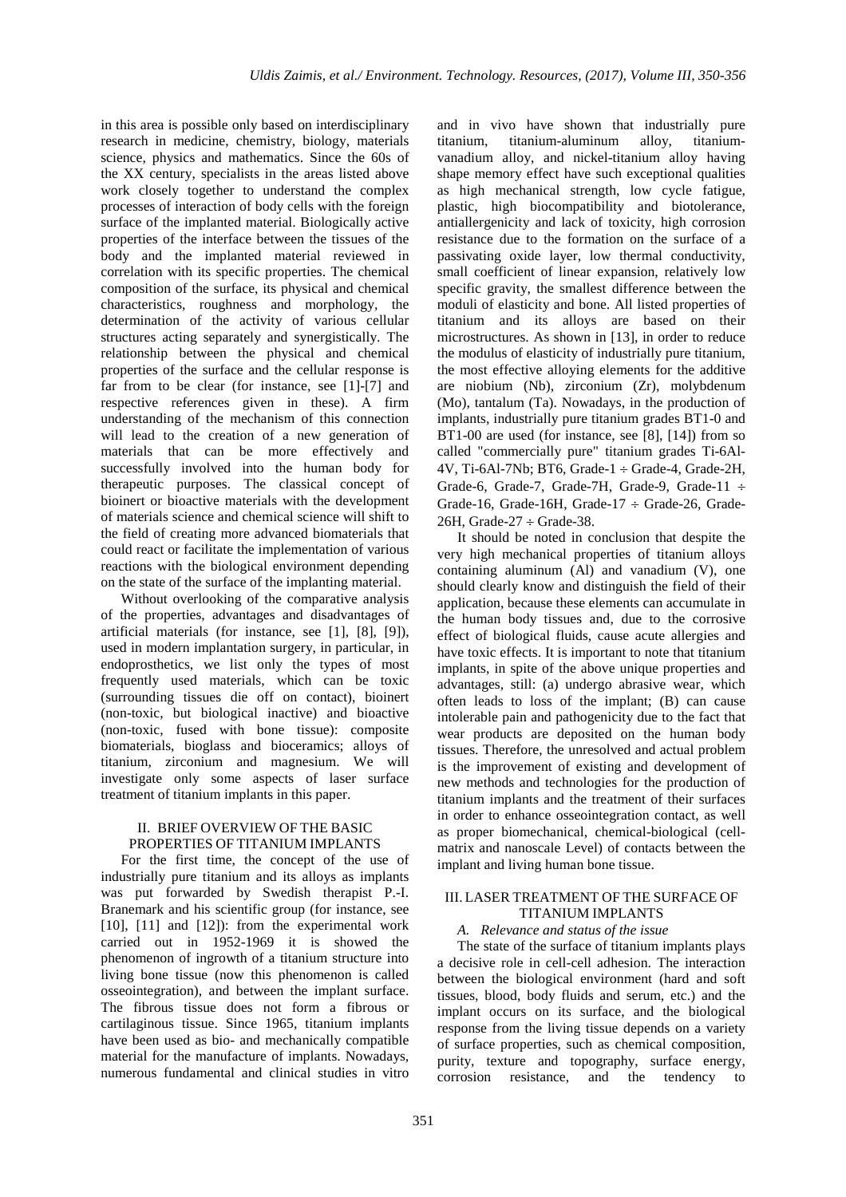in this area is possible only based on interdisciplinary research in medicine, chemistry, biology, materials science, physics and mathematics. Since the 60s of the XX century, specialists in the areas listed above work closely together to understand the complex processes of interaction of body cells with the foreign surface of the implanted material. Biologically active properties of the interface between the tissues of the body and the implanted material reviewed in correlation with its specific properties. The chemical composition of the surface, its physical and chemical characteristics, roughness and morphology, the determination of the activity of various cellular structures acting separately and synergistically. The relationship between the physical and chemical properties of the surface and the cellular response is far from to be clear (for instance, see [1]-[7] and respective references given in these). A firm understanding of the mechanism of this connection will lead to the creation of a new generation of materials that can be more effectively and successfully involved into the human body for therapeutic purposes. The classical concept of bioinert or bioactive materials with the development of materials science and chemical science will shift to the field of creating more advanced biomaterials that could react or facilitate the implementation of various reactions with the biological environment depending on the state of the surface of the implanting material.

Without overlooking of the comparative analysis of the properties, advantages and disadvantages of artificial materials (for instance, see [1], [8], [9]), used in modern implantation surgery, in particular, in endoprosthetics, we list only the types of most frequently used materials, which can be toxic (surrounding tissues die off on contact), bioinert (non-toxic, but biological inactive) and bioactive (non-toxic, fused with bone tissue): composite biomaterials, bioglass and bioceramics; alloys of titanium, zirconium and magnesium. We will investigate only some aspects of laser surface treatment of titanium implants in this paper.

## II. Brief Overview of the Basic Properties of Titanium Implants

For the first time, the concept of the use of industrially pure titanium and its alloys as implants was put forwarded by Swedish therapist P.-I. Branemark and his scientific group (for instance, see [10], [11] and [12]): from the experimental work carried out in 1952-1969 it is showed the phenomenon of ingrowth of a titanium structure into living bone tissue (now this phenomenon is called osseointegration), and between the implant surface. The fibrous tissue does not form a fibrous or cartilaginous tissue. Since 1965, titanium implants have been used as bio- and mechanically compatible material for the manufacture of implants. Nowadays, numerous fundamental and clinical studies in vitro and in vivo have shown that industrially pure titanium, titanium-aluminum alloy, titanium-vanadium alloy, and nickel-titanium alloy having shape memory effect have such exceptional qualities as high mechanical strength, low cycle fatigue, plastic, high biocompatibility and biotolerance, antiallergenicity and lack of toxicity, high corrosion resistance due to the formation on the surface of a passivating oxide layer, low thermal conductivity, small coefficient of linear expansion, relatively low specific gravity, the smallest difference between the moduli of elasticity and bone. All listed properties of titanium and its alloys are based on their microstructures. As shown in [13], in order to reduce the modulus of elasticity of industrially pure titanium, the most effective alloying elements for the additive are niobium (Nb), zirconium (Zr), molybdenum (Mo), tantalum (Ta). Nowadays, in the production of implants, industrially pure titanium grades BT1-0 and BT1-00 are used (for instance, see [8], [14]) from so called "commercially pure" titanium grades Ti-6Al-4V, Ti-6Al-7Nb; BT6, Grade-1 ÷ Grade-4, Grade-2H, Grade-6, Grade-7, Grade-7H, Grade-9, Grade-11 ÷ Grade-16, Grade-16H, Grade-17 ÷ Grade-26, Grade-26H, Grade-27 ÷ Grade-38.

It should be noted in conclusion that despite the very high mechanical properties of titanium alloys containing aluminum (Al) and vanadium (V), one should clearly know and distinguish the field of their application, because these elements can accumulate in the human body tissues and, due to the corrosive effect of biological fluids, cause acute allergies and have toxic effects. It is important to note that titanium implants, in spite of the above unique properties and advantages, still: (a) undergo abrasive wear, which often leads to loss of the implant; (B) can cause intolerable pain and pathogenicity due to the fact that wear products are deposited on the human body tissues. Therefore, the unresolved and actual problem is the improvement of existing and development of new methods and technologies for the production of titanium implants and the treatment of their surfaces in order to enhance osseointegration contact, as well as proper biomechanical, chemical-biological (cell-matrix and nanoscale Level) of contacts between the implant and living human bone tissue.

## III. Laser Treatment of the Surface of Titanium Implants

### *A. Relevance and status of the issue*

The state of the surface of titanium implants plays a decisive role in cell-cell adhesion. The interaction between the biological environment (hard and soft tissues, blood, body fluids and serum, etc.) and the implant occurs on its surface, and the biological response from the living tissue depends on a variety of surface properties, such as chemical composition, purity, texture and topography, surface energy, corrosion resistance, and the tendency to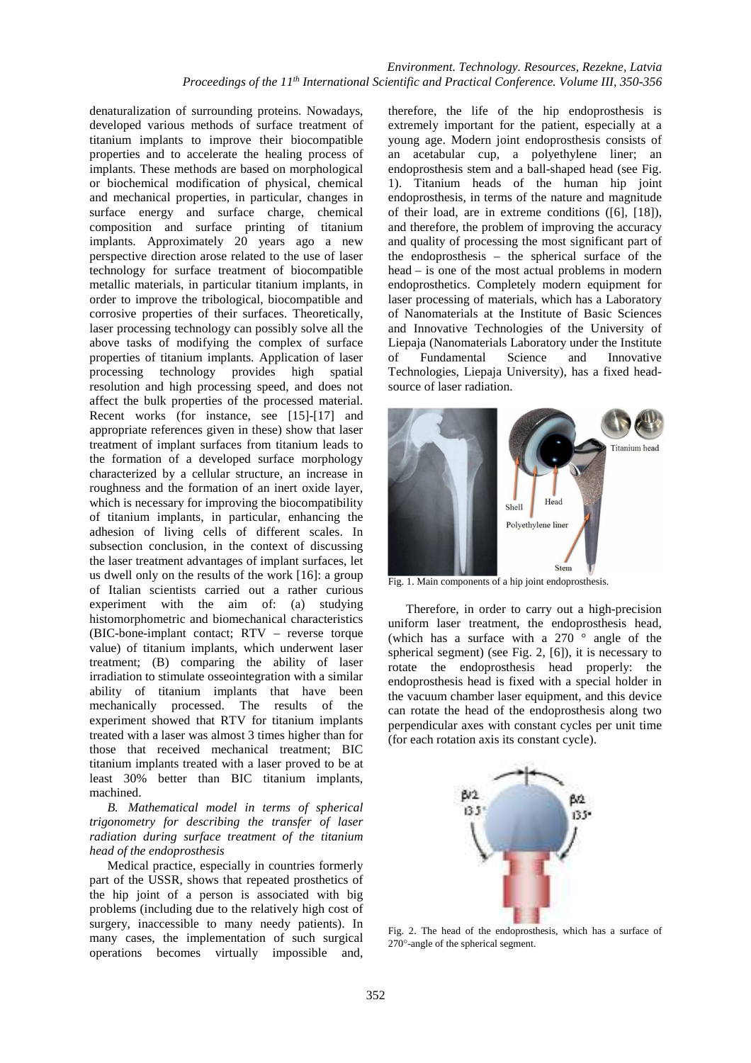denaturalization of surrounding proteins. Nowadays, developed various methods of surface treatment of titanium implants to improve their biocompatible properties and to accelerate the healing process of implants. These methods are based on morphological or biochemical modification of physical, chemical and mechanical properties, in particular, changes in surface energy and surface charge, chemical composition and surface printing of titanium implants. Approximately 20 years ago a new perspective direction arose related to the use of laser technology for surface treatment of biocompatible metallic materials, in particular titanium implants, in order to improve the tribological, biocompatible and corrosive properties of their surfaces. Theoretically, laser processing technology can possibly solve all the above tasks of modifying the complex of surface properties of titanium implants. Application of laser processing technology provides high spatial resolution and high processing speed, and does not affect the bulk properties of the processed material. Recent works (for instance, see [15]-[17] and appropriate references given in these) show that laser treatment of implant surfaces from titanium leads to the formation of a developed surface morphology characterized by a cellular structure, an increase in roughness and the formation of an inert oxide layer, which is necessary for improving the biocompatibility of titanium implants, in particular, enhancing the adhesion of living cells of different scales. In subsection conclusion, in the context of discussing the laser treatment advantages of implant surfaces, let us dwell only on the results of the work [16]: a group of Italian scientists carried out a rather curious experiment with the aim of: (a) studying histomorphometric and biomechanical characteristics (BIC-bone-implant contact; RTV – reverse torque value) of titanium implants, which underwent laser treatment; (B) comparing the ability of laser irradiation to stimulate osseointegration with a similar ability of titanium implants that have been mechanically processed. The results of the experiment showed that RTV for titanium implants treated with a laser was almost 3 times higher than for those that received mechanical treatment; BIC titanium implants treated with a laser proved to be at least 30% better than BIC titanium implants, machined.

*B. Mathematical model in terms of spherical trigonometry for describing the transfer of laser radiation during surface treatment of the titanium head of the endoprosthesis*

Medical practice, especially in countries formerly part of the USSR, shows that repeated prosthetics of the hip joint of a person is associated with big problems (including due to the relatively high cost of surgery, inaccessible to many needy patients). In many cases, the implementation of such surgical operations becomes virtually impossible and, therefore, the life of the hip endoprosthesis is extremely important for the patient, especially at a young age. Modern joint endoprosthesis consists of an acetabular cup, a polyethylene liner; an endoprosthesis stem and a ball-shaped head (see Fig. 1). Titanium heads of the human hip joint endoprosthesis, in terms of the nature and magnitude of their load, are in extreme conditions ([6], [18]), and therefore, the problem of improving the accuracy and quality of processing the most significant part of the endoprosthesis – the spherical surface of the head – is one of the most actual problems in modern endoprosthetics. Completely modern equipment for laser processing of materials, which has a Laboratory of Nanomaterials at the Institute of Basic Sciences and Innovative Technologies of the University of Liepaja (Nanomaterials Laboratory under the Institute of Fundamental Science and Innovative Technologies, Liepaja University), has a fixed head-source of laser radiation.

Fig. 1. Main components of a hip joint endoprosthesis.

Therefore, in order to carry out a high-precision uniform laser treatment, the endoprosthesis head, (which has a surface with a 270 ° angle of the spherical segment) (see Fig. 2, [6]), it is necessary to rotate the endoprosthesis head properly: the endoprosthesis head is fixed with a special holder in the vacuum chamber laser equipment, and this device can rotate the head of the endoprosthesis along two perpendicular axes with constant cycles per unit time (for each rotation axis its constant cycle).

Fig. 2. The head of the endoprosthesis, which has a surface of 270°-angle of the spherical segment.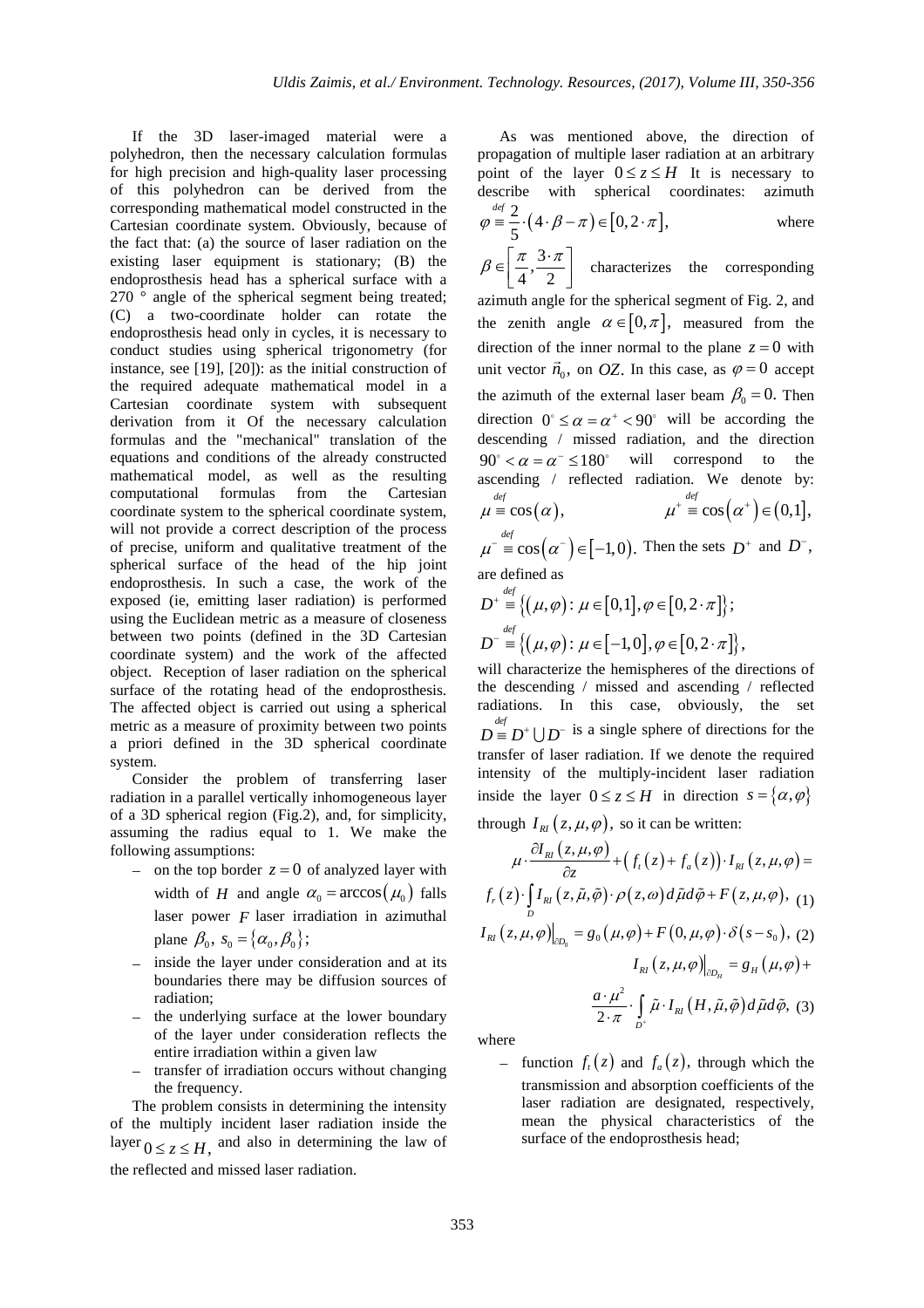If the 3D laser-imaged material were a polyhedron, then the necessary calculation formulas for high precision and high-quality laser processing of this polyhedron can be derived from the corresponding mathematical model constructed in the Cartesian coordinate system. Obviously, because of the fact that: (a) the source of laser radiation on the existing laser equipment is stationary; (B) the endoprosthesis head has a spherical surface with a 270 ° angle of the spherical segment being treated; (C) a two-coordinate holder can rotate the endoprosthesis head only in cycles, it is necessary to conduct studies using spherical trigonometry (for instance, see [19], [20]): as the initial construction of the required adequate mathematical model in a Cartesian coordinate system with subsequent derivation from it Of the necessary calculation formulas and the "mechanical" translation of the equations and conditions of the already constructed mathematical model, as well as the resulting computational formulas from the Cartesian coordinate system to the spherical coordinate system, will not provide a correct description of the process of precise, uniform and qualitative treatment of the spherical surface of the head of the hip joint endoprosthesis. In such a case, the work of the exposed (ie, emitting laser radiation) is performed using the Euclidean metric as a measure of closeness between two points (defined in the 3D Cartesian coordinate system) and the work of the affected object. Reception of laser radiation on the spherical surface of the rotating head of the endoprosthesis. The affected object is carried out using a spherical metric as a measure of proximity between two points a priori defined in the 3D spherical coordinate system.

Consider the problem of transferring laser radiation in a parallel vertically inhomogeneous layer of a 3D spherical region (Fig.2), and, for simplicity, assuming the radius equal to 1. We make the following assumptions:

- on the top border $z=0$ of analyzed layer with width of $H$ and angle $\alpha_0 = \arccos(\mu_0)$ falls laser power $F$ laser irradiation in azimuthal plane $\beta_0$, $s_0 = \{\alpha_0, \beta_0\}$;
- inside the layer under consideration and at its boundaries there may be diffusion sources of radiation;
- the underlying surface at the lower boundary of the layer under consideration reflects the entire irradiation within a given law
- transfer of irradiation occurs without changing the frequency.

The problem consists in determining the intensity of the multiply incident laser radiation inside the layer $0 \le z \le H$, and also in determining the law of the reflected and missed laser radiation.

As was mentioned above, the direction of propagation of multiple laser radiation at an arbitrary point of the layer $0 \le z \le H$ It is necessary to describe with spherical coordinates: azimuth $\varphi \overset{def}{\equiv} \frac{2}{5}\cdot(4\cdot\beta-\pi) \in [0, 2\cdot\pi]$, where $\beta \in \left[\frac{\pi}{4}, \frac{3\cdot\pi}{2}\right]$ characterizes the corresponding azimuth angle for the spherical segment of Fig. 2, and the zenith angle $\alpha \in [0,\pi]$, measured from the direction of the inner normal to the plane $z=0$ with unit vector $\vec{n}_0$, on $OZ$. In this case, as $\varphi = 0$ accept the azimuth of the external laser beam $\beta_0 = 0$. Then direction $0^\circ \le \alpha = \alpha^+ < 90^\circ$ will be according the descending / missed radiation, and the direction $90^\circ < \alpha = \alpha^- \le 180^\circ$ will correspond to the ascending / reflected radiation. We denote by: $\mu \overset{def}{\equiv} \cos(\alpha)$, $\mu^+ \overset{def}{\equiv} \cos(\alpha^+) \in (0,1]$, $\mu^- \overset{def}{\equiv} \cos(\alpha^-) \in [-1,0)$. Then the sets $D^+$ and $D^-$, are defined as

$$D^+ \overset{def}{\equiv} \{(\mu,\varphi) : \mu \in [0,1], \varphi \in [0, 2\cdot\pi]\};$$

$$D^- \overset{def}{\equiv} \{(\mu,\varphi) : \mu \in [-1,0], \varphi \in [0, 2\cdot\pi]\},$$

will characterize the hemispheres of the directions of the descending / missed and ascending / reflected radiations. In this case, obviously, the set $D \overset{def}{\equiv} D^+ \bigcup D^-$ is a single sphere of directions for the transfer of laser radiation. If we denote the required intensity of the multiply-incident laser radiation inside the layer $0 \le z \le H$ in direction $s = \{\alpha, \varphi\}$ through $I_{RI}(z,\mu,\varphi)$, so it can be written:

$$\mu \cdot \frac{\partial I_{RI}(z,\mu,\varphi)}{\partial z} + \left(f_t(z) + f_a(z)\right)\cdot I_{RI}(z,\mu,\varphi) = f_r(z)\cdot\int_D I_{RI}(z,\tilde{\mu},\tilde{\varphi})\cdot\rho(z,\omega)\,d\tilde{\mu}\,d\tilde{\varphi} + F(z,\mu,\varphi), \quad (1)$$

$$I_{RI}(z,\mu,\varphi)\big|_{\partial D_0} = g_0(\mu,\varphi) + F(0,\mu,\varphi)\cdot\delta(s - s_0), \quad (2)$$

$$I_{RI}(z,\mu,\varphi)\big|_{\partial D_H} = g_H(\mu,\varphi) + \frac{a\cdot\mu^2}{2\cdot\pi}\cdot\int_{D^+}\tilde{\mu}\cdot I_{RI}(H,\tilde{\mu},\tilde{\varphi})\,d\tilde{\mu}\,d\tilde{\varphi}, \quad (3)$$

where

- function $f_t(z)$ and $f_a(z)$, through which the transmission and absorption coefficients of the laser radiation are designated, respectively, mean the physical characteristics of the surface of the endoprosthesis head;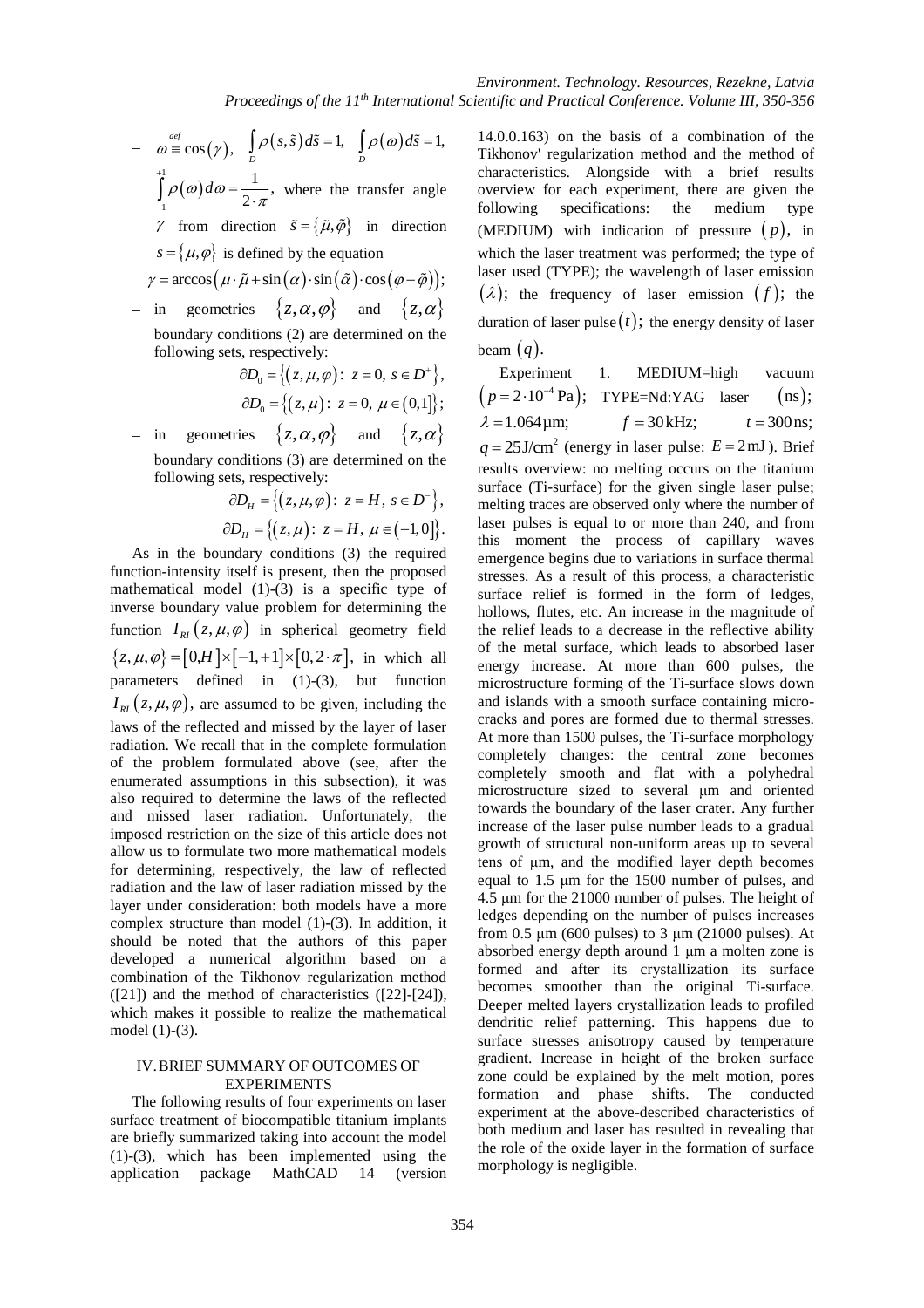– $\omega \stackrel{def}{\equiv} \cos(\gamma)$, $\int_D \rho(s,\tilde{s})\,d\tilde{s} = 1$, $\int_D \rho(\omega)\,d\tilde{s} = 1$, $\int_{-1}^{+1} \rho(\omega)\,d\omega = \frac{1}{2\cdot\pi}$, where the transfer angle $\gamma$ from direction $\tilde{s} = \{\tilde{\mu}, \tilde{\varphi}\}$ in direction $s = \{\mu, \varphi\}$ is defined by the equation

$$\gamma = \arccos\left(\mu\cdot\tilde{\mu} + \sin(\alpha)\cdot\sin(\tilde{\alpha})\cdot\cos(\varphi-\tilde{\varphi})\right);$$

– in geometries $\{z,\alpha,\varphi\}$ and $\{z,\alpha\}$ boundary conditions (2) are determined on the following sets, respectively:

$$\partial D_0 = \left\{(z,\mu,\varphi):\ z=0,\ s\in D^+\right\},$$
$$\partial D_0 = \left\{(z,\mu):\ z=0,\ \mu\in(0,1]\right\};$$

– in geometries $\{z,\alpha,\varphi\}$ and $\{z,\alpha\}$ boundary conditions (3) are determined on the following sets, respectively:

$$\partial D_H = \left\{(z,\mu,\varphi):\ z=H,\ s\in D^-\right\},$$
$$\partial D_H = \left\{(z,\mu):\ z=H,\ \mu\in(-1,0]\right\}.$$

As in the boundary conditions (3) the required function-intensity itself is present, then the proposed mathematical model (1)-(3) is a specific type of inverse boundary value problem for determining the function $I_{RI}(z,\mu,\varphi)$ in spherical geometry field $\{z,\mu,\varphi\} = [0,H]\times[-1,+1]\times[0,2\cdot\pi]$, in which all parameters defined in (1)-(3), but function $I_{RI}(z,\mu,\varphi)$, are assumed to be given, including the laws of the reflected and missed by the layer of laser radiation. We recall that in the complete formulation of the problem formulated above (see, after the enumerated assumptions in this subsection), it was also required to determine the laws of the reflected and missed laser radiation. Unfortunately, the imposed restriction on the size of this article does not allow us to formulate two more mathematical models for determining, respectively, the law of reflected radiation and the law of laser radiation missed by the layer under consideration: both models have a more complex structure than model (1)-(3). In addition, it should be noted that the authors of this paper developed a numerical algorithm based on a combination of the Tikhonov regularization method ([21]) and the method of characteristics ([22]-[24]), which makes it possible to realize the mathematical model (1)-(3).

## IV. BRIEF SUMMARY OF OUTCOMES OF EXPERIMENTS

The following results of four experiments on laser surface treatment of biocompatible titanium implants are briefly summarized taking into account the model (1)-(3), which has been implemented using the application package MathCAD 14 (version 14.0.0.163) on the basis of a combination of the Tikhonov' regularization method and the method of characteristics. Alongside with a brief results overview for each experiment, there are given the following specifications: the medium type (MEDIUM) with indication of pressure $(p)$, in which the laser treatment was performed; the type of laser used (TYPE); the wavelength of laser emission $(\lambda)$; the frequency of laser emission $(f)$; the duration of laser pulse $(t)$; the energy density of laser beam $(q)$.

Experiment 1. MEDIUM=high vacuum $(p = 2\cdot10^{-4}\,\text{Pa})$; TYPE=Nd:YAG laser $(\text{ns})$; $\lambda = 1.064\,\mu\text{m}$; $f = 30\,\text{kHz}$; $t = 300\,\text{ns}$; $q = 25\,\text{J/cm}^2$ (energy in laser pulse: $E = 2\,\text{mJ}$). Brief results overview: no melting occurs on the titanium surface (Ti-surface) for the given single laser pulse; melting traces are observed only where the number of laser pulses is equal to or more than 240, and from this moment the process of capillary waves emergence begins due to variations in surface thermal stresses. As a result of this process, a characteristic surface relief is formed in the form of ledges, hollows, flutes, etc. An increase in the magnitude of the relief leads to a decrease in the reflective ability of the metal surface, which leads to absorbed laser energy increase. At more than 600 pulses, the microstructure forming of the Ti-surface slows down and islands with a smooth surface containing micro-cracks and pores are formed due to thermal stresses. At more than 1500 pulses, the Ti-surface morphology completely changes: the central zone becomes completely smooth and flat with a polyhedral microstructure sized to several μm and oriented towards the boundary of the laser crater. Any further increase of the laser pulse number leads to a gradual growth of structural non-uniform areas up to several tens of μm, and the modified layer depth becomes equal to 1.5 μm for the 1500 number of pulses, and 4.5 μm for the 21000 number of pulses. The height of ledges depending on the number of pulses increases from 0.5 μm (600 pulses) to 3 μm (21000 pulses). At absorbed energy depth around 1 μm a molten zone is formed and after its crystallization its surface becomes smoother than the original Ti-surface. Deeper melted layers crystallization leads to profiled dendritic relief patterning. This happens due to surface stresses anisotropy caused by temperature gradient. Increase in height of the broken surface zone could be explained by the melt motion, pores formation and phase shifts. The conducted experiment at the above-described characteristics of both medium and laser has resulted in revealing that the role of the oxide layer in the formation of surface morphology is negligible.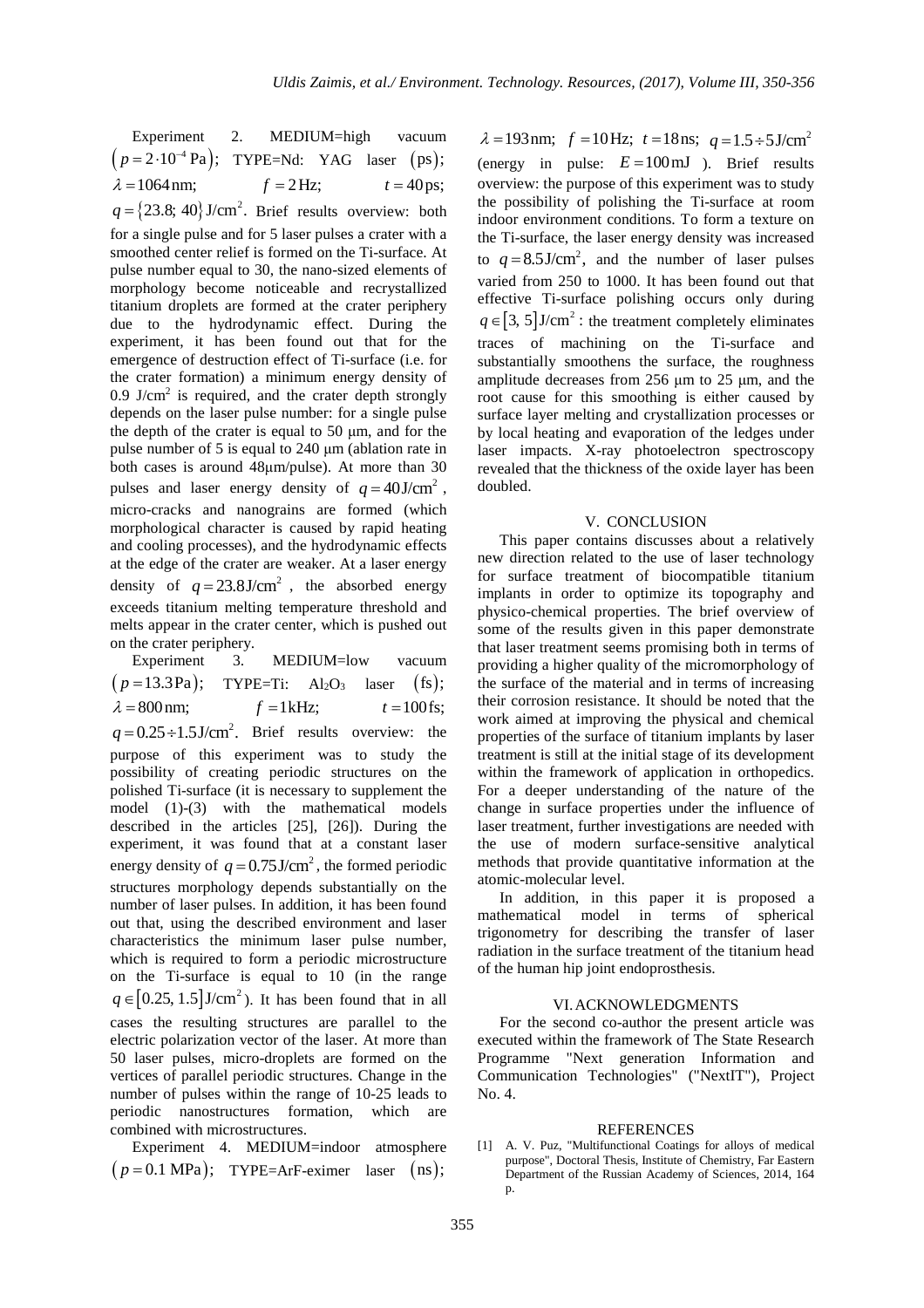Experiment 2. MEDIUM=high vacuum $\left(p = 2 \cdot 10^{-4}\,\text{Pa}\right)$; TYPE=Nd: YAG laser $(\text{ps})$; $\lambda = 1064\,\text{nm}$; $f = 2\,\text{Hz}$; $t = 40\,\text{ps}$; $q = \{23.8;\ 40\}\,\text{J/cm}^2$. Brief results overview: both for a single pulse and for 5 laser pulses a crater with a smoothed center relief is formed on the Ti-surface. At pulse number equal to 30, the nano-sized elements of morphology become noticeable and recrystallized titanium droplets are formed at the crater periphery due to the hydrodynamic effect. During the experiment, it has been found out that for the emergence of destruction effect of Ti-surface (i.e. for the crater formation) a minimum energy density of 0.9 J/cm$^2$ is required, and the crater depth strongly depends on the laser pulse number: for a single pulse the depth of the crater is equal to 50 μm, and for the pulse number of 5 is equal to 240 μm (ablation rate in both cases is around 48μm/pulse). At more than 30 pulses and laser energy density of $q = 40\,\text{J/cm}^2$, micro-cracks and nanograins are formed (which morphological character is caused by rapid heating and cooling processes), and the hydrodynamic effects at the edge of the crater are weaker. At a laser energy density of $q = 23.8\,\text{J/cm}^2$, the absorbed energy exceeds titanium melting temperature threshold and melts appear in the crater center, which is pushed out on the crater periphery.

Experiment 3. MEDIUM=low vacuum $\left(p = 13.3\,\text{Pa}\right)$; TYPE=Ti: $Al_2O_3$ laser $(\text{fs})$; $\lambda = 800\,\text{nm}$; $f = 1\,\text{kHz}$; $t = 100\,\text{fs}$; $q = 0.25 \div 1.5\,\text{J/cm}^2$. Brief results overview: the purpose of this experiment was to study the possibility of creating periodic structures on the polished Ti-surface (it is necessary to supplement the model (1)-(3) with the mathematical models described in the articles [25], [26]). During the experiment, it was found that at a constant laser energy density of $q = 0.75\,\text{J/cm}^2$, the formed periodic structures morphology depends substantially on the number of laser pulses. In addition, it has been found out that, using the described environment and laser characteristics the minimum laser pulse number, which is required to form a periodic microstructure on the Ti-surface is equal to 10 (in the range $q \in [0.25,\ 1.5]\,\text{J/cm}^2$). It has been found that in all cases the resulting structures are parallel to the electric polarization vector of the laser. At more than 50 laser pulses, micro-droplets are formed on the vertices of parallel periodic structures. Change in the number of pulses within the range of 10-25 leads to periodic nanostructures formation, which are combined with microstructures.

Experiment 4. MEDIUM=indoor atmosphere $\left(p = 0.1\,\text{MPa}\right)$; TYPE=ArF-eximer laser $(\text{ns})$; $\lambda = 193\,\text{nm}$; $f = 10\,\text{Hz}$; $t = 18\,\text{ns}$; $q = 1.5 \div 5\,\text{J/cm}^2$ (energy in pulse: $E = 100\,\text{mJ}$ ). Brief results overview: the purpose of this experiment was to study the possibility of polishing the Ti-surface at room indoor environment conditions. To form a texture on the Ti-surface, the laser energy density was increased to $q = 8.5\,\text{J/cm}^2$, and the number of laser pulses varied from 250 to 1000. It has been found out that effective Ti-surface polishing occurs only during $q \in [3,\ 5]\,\text{J/cm}^2$ : the treatment completely eliminates traces of machining on the Ti-surface and substantially smoothens the surface, the roughness amplitude decreases from 256 μm to 25 μm, and the root cause for this smoothing is either caused by surface layer melting and crystallization processes or by local heating and evaporation of the ledges under laser impacts. X-ray photoelectron spectroscopy revealed that the thickness of the oxide layer has been doubled.

## V. CONCLUSION

This paper contains discusses about a relatively new direction related to the use of laser technology for surface treatment of biocompatible titanium implants in order to optimize its topography and physico-chemical properties. The brief overview of some of the results given in this paper demonstrate that laser treatment seems promising both in terms of providing a higher quality of the micromorphology of the surface of the material and in terms of increasing their corrosion resistance. It should be noted that the work aimed at improving the physical and chemical properties of the surface of titanium implants by laser treatment is still at the initial stage of its development within the framework of application in orthopedics. For a deeper understanding of the nature of the change in surface properties under the influence of laser treatment, further investigations are needed with the use of modern surface-sensitive analytical methods that provide quantitative information at the atomic-molecular level.

In addition, in this paper it is proposed a mathematical model in terms of spherical trigonometry for describing the transfer of laser radiation in the surface treatment of the titanium head of the human hip joint endoprosthesis.

## VI. ACKNOWLEDGMENTS

For the second co-author the present article was executed within the framework of The State Research Programme "Next generation Information and Communication Technologies" ("NextIT"), Project No. 4.

## REFERENCES

[1] A. V. Puz, "Multifunctional Coatings for alloys of medical purpose", Doctoral Thesis, Institute of Chemistry, Far Eastern Department of the Russian Academy of Sciences, 2014, 164 p.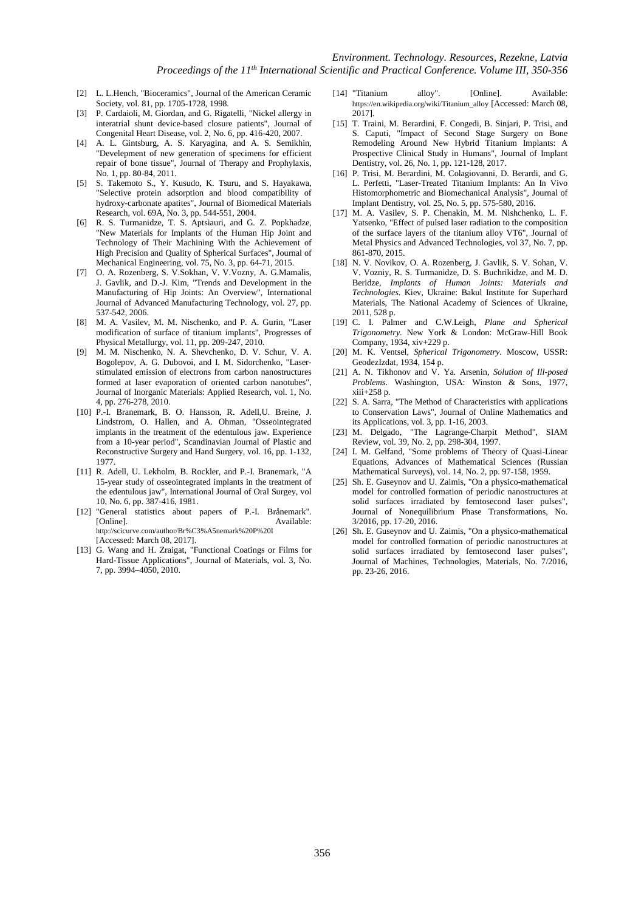[2] L. L.Hench, "Bioceramics", Journal of the American Ceramic Society, vol. 81, pp. 1705-1728, 1998.

[3] P. Cardaioli, M. Giordan, and G. Rigatelli, "Nickel allergy in interatrial shunt device-based closure patients", Journal of Congenital Heart Disease, vol. 2, No. 6, pp. 416-420, 2007.

[4] A. L. Gintsburg, A. S. Karyagina, and A. S. Semikhin, "Develepment of new generation of specimens for efficient repair of bone tissue", Journal of Therapy and Prophylaxis, No. 1, pp. 80-84, 2011.

[5] S. Takemoto S., Y. Kusudo, K. Tsuru, and S. Hayakawa, "Selective protein adsorption and blood compatibility of hydroxy-carbonate apatites", Journal of Biomedical Materials Research, vol. 69A, No. 3, pp. 544-551, 2004.

[6] R. S. Turmanidze, T. S. Aptsiauri, and G. Z. Popkhadze, "New Materials for Implants of the Human Hip Joint and Technology of Their Machining With the Achievement of High Precision and Quality of Spherical Surfaces", Journal of Mechanical Engineering, vol. 75, No. 3, pp. 64-71, 2015.

[7] O. A. Rozenberg, S. V.Sokhan, V. V.Vozny, A. G.Mamalis, J. Gavlik, and D.-J. Kim, "Trends and Development in the Manufacturing of Hip Joints: An Overview", International Journal of Advanced Manufacturing Technology, vol. 27, pp. 537-542, 2006.

[8] M. A. Vasilev, M. M. Nischenko, and P. A. Gurin, "Laser modification of surface of titanium implants", Progresses of Physical Metallurgy, vol. 11, pp. 209-247, 2010.

[9] M. M. Nischenko, N. A. Shevchenko, D. V. Schur, V. A. Bogolepov, A. G. Dubovoi, and I. M. Sidorchenko, "Laser-stimulated emission of electrons from carbon nanostructures formed at laser evaporation of oriented carbon nanotubes", Journal of Inorganic Materials: Applied Research, vol. 1, No. 4, pp. 276-278, 2010.

[10] P.-I. Branemark, B. O. Hansson, R. Adell,U. Breine, J. Lindstrom, O. Hallen, and A. Ohman, "Osseointegrated implants in the treatment of the edentulous jaw. Experience from a 10-year period", Scandinavian Journal of Plastic and Reconstructive Surgery and Hand Surgery, vol. 16, pp. 1-132, 1977.

[11] R. Adell, U. Lekholm, B. Rockler, and P.-I. Branemark, "A 15-year study of osseointegrated implants in the treatment of the edentulous jaw", International Journal of Oral Surgey, vol 10, No. 6, pp. 387-416, 1981.

[12] "General statistics about papers of P.-I. Brånemark". [Online]. Available: http://scicurve.com/author/Br%C3%A5nemark%20P%20I [Accessed: March 08, 2017].

[13] G. Wang and H. Zraigat, "Functional Coatings or Films for Hard-Tissue Applications", Journal of Materials, vol. 3, No. 7, pp. 3994–4050, 2010.

[14] "Titanium alloy". [Online]. Available: https://en.wikipedia.org/wiki/Titanium_alloy [Accessed: March 08, 2017].

[15] T. Traini, M. Berardini, F. Congedi, B. Sinjari, P. Trisi, and S. Caputi, "Impact of Second Stage Surgery on Bone Remodeling Around New Hybrid Titanium Implants: A Prospective Clinical Study in Humans", Journal of Implant Dentistry, vol. 26, No. 1, pp. 121-128, 2017.

[16] P. Trisi, M. Berardini, M. Colagiovanni, D. Berardi, and G. L. Perfetti, "Laser-Treated Titanium Implants: An In Vivo Histomorphometric and Biomechanical Analysis", Journal of Implant Dentistry, vol. 25, No. 5, pp. 575-580, 2016.

[17] M. A. Vasilev, S. P. Chenakin, M. M. Nishchenko, L. F. Yatsenko, "Effect of pulsed laser radiation to the composition of the surface layers of the titanium alloy VT6", Journal of Metal Physics and Advanced Technologies, vol 37, No. 7, pp. 861-870, 2015.

[18] N. V. Novikov, O. A. Rozenberg, J. Gavlik, S. V. Sohan, V. V. Vozniy, R. S. Turmanidze, D. S. Buchrikidze, and M. D. Beridze, *Implants of Human Joints: Materials and Technologies.* Kiev, Ukraine: Bakul Institute for Superhard Materials, The National Academy of Sciences of Ukraine, 2011, 528 p.

[19] C. I. Palmer and C.W.Leigh, *Plane and Spherical Trigonometry*. New York & London: McGraw-Hill Book Company, 1934, xiv+229 p.

[20] M. K. Ventsel, *Spherical Trigonometry*. Moscow, USSR: GeodezIzdat, 1934, 154 p.

[21] A. N. Tikhonov and V. Ya. Arsenin, *Solution of Ill-posed Problems*. Washington, USA: Winston & Sons, 1977, xiii+258 p.

[22] S. A. Sarra, "The Method of Characteristics with applications to Conservation Laws", Journal of Online Mathematics and its Applications, vol. 3, pp. 1-16, 2003.

[23] M. Delgado, "The Lagrange-Charpit Method", SIAM Review, vol. 39, No. 2, pp. 298-304, 1997.

[24] I. M. Gelfand, "Some problems of Theory of Quasi-Linear Equations, Advances of Mathematical Sciences (Russian Mathematical Surveys), vol. 14, No. 2, pp. 97-158, 1959.

[25] Sh. E. Guseynov and U. Zaimis, "On a physico-mathematical model for controlled formation of periodic nanostructures at solid surfaces irradiated by femtosecond laser pulses", Journal of Nonequilibrium Phase Transformations, No. 3/2016, pp. 17-20, 2016.

[26] Sh. E. Guseynov and U. Zaimis, "On a physico-mathematical model for controlled formation of periodic nanostructures at solid surfaces irradiated by femtosecond laser pulses", Journal of Machines, Technologies, Materials, No. 7/2016, pp. 23-26, 2016.